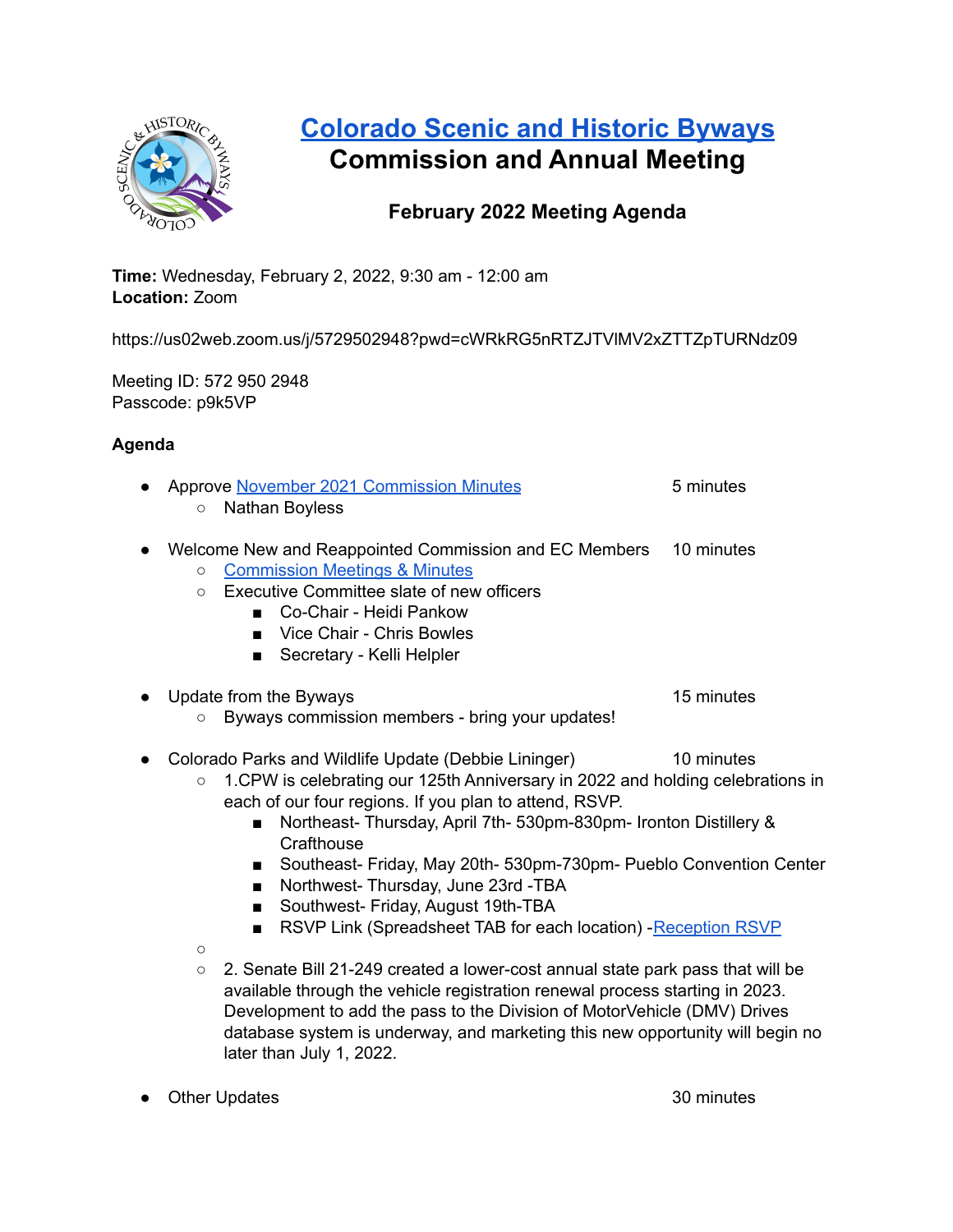# [Colorado Scenic and Historic Byways](#)

## Commission and Annual Meeting

### February 2022 Meeting Agenda

**Time:** Wednesday, February 2, 2022, 9:30 am - 12:00 am
**Location:** Zoom

https://us02web.zoom.us/j/5729502948?pwd=cWRkRG5nRTZJTVlMV2xZTTZpTURNdz09

Meeting ID: 572 950 2948
Passcode: p9k5VP

**Agenda**

- Approve [November 2021 Commission Minutes](#) — 5 minutes
  - Nathan Boyless
- Welcome New and Reappointed Commission and EC Members — 10 minutes
  - [Commission Meetings & Minutes](#)
  - Executive Committee slate of new officers
    - Co-Chair - Heidi Pankow
    - Vice Chair - Chris Bowles
    - Secretary - Kelli Helpler
- Update from the Byways — 15 minutes
  - Byways commission members - bring your updates!
- Colorado Parks and Wildlife Update (Debbie Lininger) — 10 minutes
  - 1.CPW is celebrating our 125th Anniversary in 2022 and holding celebrations in each of our four regions. If you plan to attend, RSVP.
    - Northeast- Thursday, April 7th- 530pm-830pm- Ironton Distillery & Crafthouse
    - Southeast- Friday, May 20th- 530pm-730pm- Pueblo Convention Center
    - Northwest- Thursday, June 23rd -TBA
    - Southwest- Friday, August 19th-TBA
    - RSVP Link (Spreadsheet TAB for each location) -[Reception RSVP](#)
  - 
  - 2. Senate Bill 21-249 created a lower-cost annual state park pass that will be available through the vehicle registration renewal process starting in 2023. Development to add the pass to the Division of MotorVehicle (DMV) Drives database system is underway, and marketing this new opportunity will begin no later than July 1, 2022.
- Other Updates — 30 minutes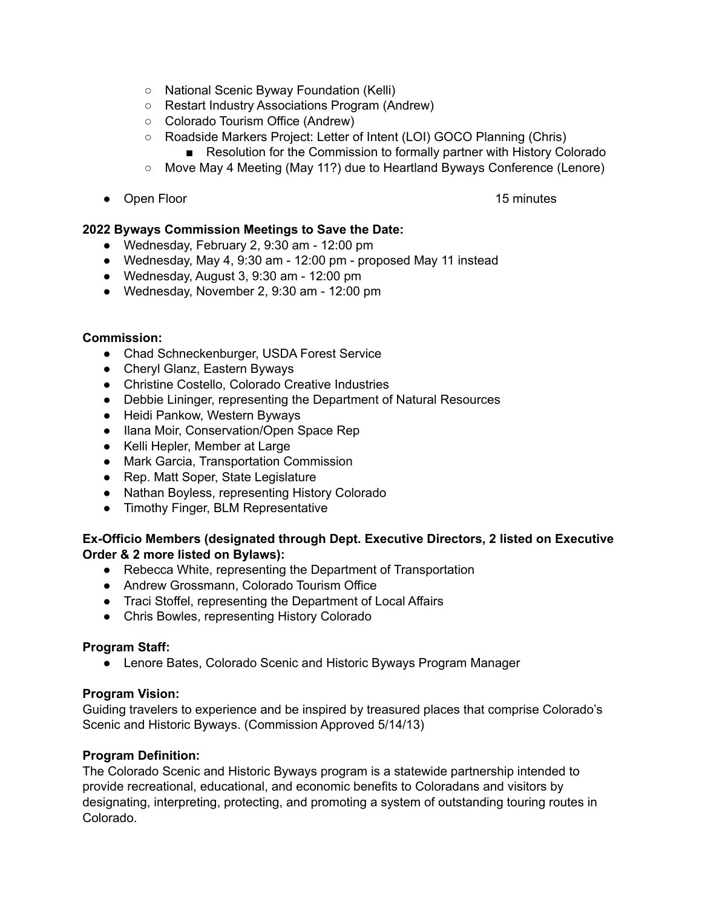- National Scenic Byway Foundation (Kelli)
    - Restart Industry Associations Program (Andrew)
    - Colorado Tourism Office (Andrew)
    - Roadside Markers Project: Letter of Intent (LOI) GOCO Planning (Chris)
        - Resolution for the Commission to formally partner with History Colorado
    - Move May 4 Meeting (May 11?) due to Heartland Byways Conference (Lenore)

- Open Floor 15 minutes

**2022 Byways Commission Meetings to Save the Date:**

- Wednesday, February 2, 9:30 am - 12:00 pm
- Wednesday, May 4, 9:30 am - 12:00 pm - proposed May 11 instead
- Wednesday, August 3, 9:30 am - 12:00 pm
- Wednesday, November 2, 9:30 am - 12:00 pm

**Commission:**

- Chad Schneckenburger, USDA Forest Service
- Cheryl Glanz, Eastern Byways
- Christine Costello, Colorado Creative Industries
- Debbie Lininger, representing the Department of Natural Resources
- Heidi Pankow, Western Byways
- Ilana Moir, Conservation/Open Space Rep
- Kelli Hepler, Member at Large
- Mark Garcia, Transportation Commission
- Rep. Matt Soper, State Legislature
- Nathan Boyless, representing History Colorado
- Timothy Finger, BLM Representative

**Ex-Officio Members (designated through Dept. Executive Directors, 2 listed on Executive Order & 2 more listed on Bylaws):**

- Rebecca White, representing the Department of Transportation
- Andrew Grossmann, Colorado Tourism Office
- Traci Stoffel, representing the Department of Local Affairs
- Chris Bowles, representing History Colorado

**Program Staff:**

- Lenore Bates, Colorado Scenic and Historic Byways Program Manager

**Program Vision:**

Guiding travelers to experience and be inspired by treasured places that comprise Colorado's Scenic and Historic Byways. (Commission Approved 5/14/13)

**Program Definition:**

The Colorado Scenic and Historic Byways program is a statewide partnership intended to provide recreational, educational, and economic benefits to Coloradans and visitors by designating, interpreting, protecting, and promoting a system of outstanding touring routes in Colorado.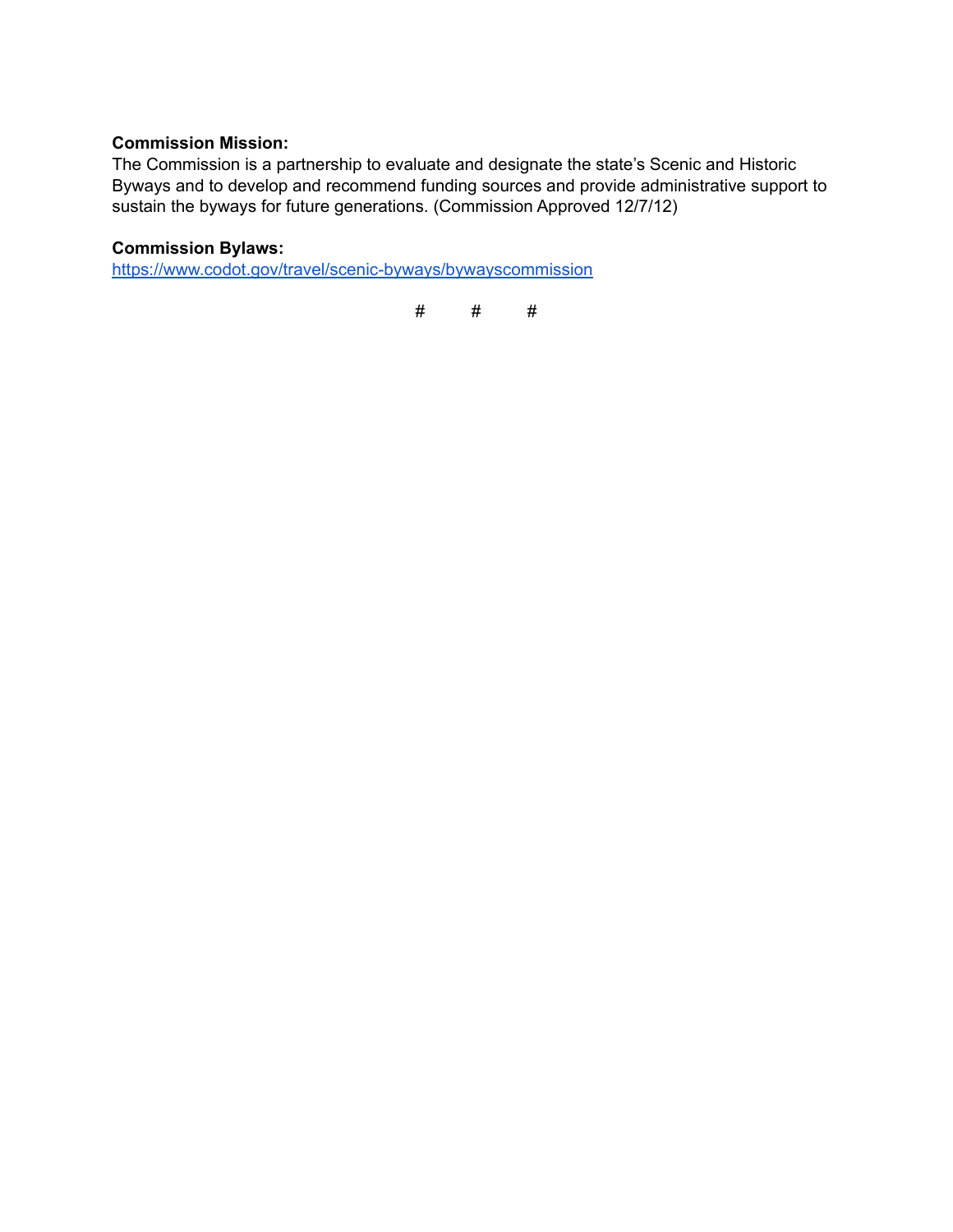**Commission Mission:**
The Commission is a partnership to evaluate and designate the state's Scenic and Historic Byways and to develop and recommend funding sources and provide administrative support to sustain the byways for future generations. (Commission Approved 12/7/12)

**Commission Bylaws:**
https://www.codot.gov/travel/scenic-byways/bywayscommission

# # #